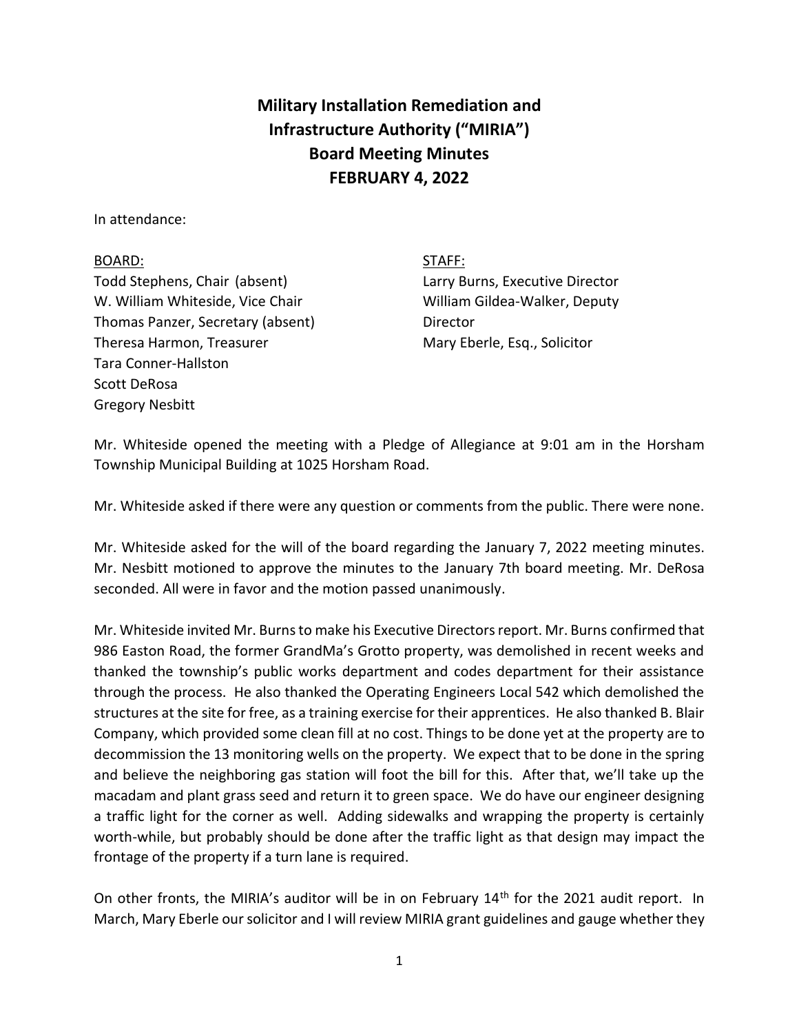# Military Installation Remediation and Infrastructure Authority ("MIRIA") Board Meeting Minutes FEBRUARY 4, 2022

In attendance:

BOARD:
Todd Stephens, Chair (absent)
W. William Whiteside, Vice Chair
Thomas Panzer, Secretary (absent)
Theresa Harmon, Treasurer
Tara Conner-Hallston
Scott DeRosa
Gregory Nesbitt

STAFF:
Larry Burns, Executive Director
William Gildea-Walker, Deputy Director
Mary Eberle, Esq., Solicitor

Mr. Whiteside opened the meeting with a Pledge of Allegiance at 9:01 am in the Horsham Township Municipal Building at 1025 Horsham Road.

Mr. Whiteside asked if there were any question or comments from the public. There were none.

Mr. Whiteside asked for the will of the board regarding the January 7, 2022 meeting minutes. Mr. Nesbitt motioned to approve the minutes to the January 7th board meeting. Mr. DeRosa seconded. All were in favor and the motion passed unanimously.

Mr. Whiteside invited Mr. Burns to make his Executive Directors report. Mr. Burns confirmed that 986 Easton Road, the former GrandMa's Grotto property, was demolished in recent weeks and thanked the township's public works department and codes department for their assistance through the process. He also thanked the Operating Engineers Local 542 which demolished the structures at the site for free, as a training exercise for their apprentices. He also thanked B. Blair Company, which provided some clean fill at no cost. Things to be done yet at the property are to decommission the 13 monitoring wells on the property. We expect that to be done in the spring and believe the neighboring gas station will foot the bill for this. After that, we'll take up the macadam and plant grass seed and return it to green space. We do have our engineer designing a traffic light for the corner as well. Adding sidewalks and wrapping the property is certainly worth-while, but probably should be done after the traffic light as that design may impact the frontage of the property if a turn lane is required.

On other fronts, the MIRIA's auditor will be in on February 14th for the 2021 audit report. In March, Mary Eberle our solicitor and I will review MIRIA grant guidelines and gauge whether they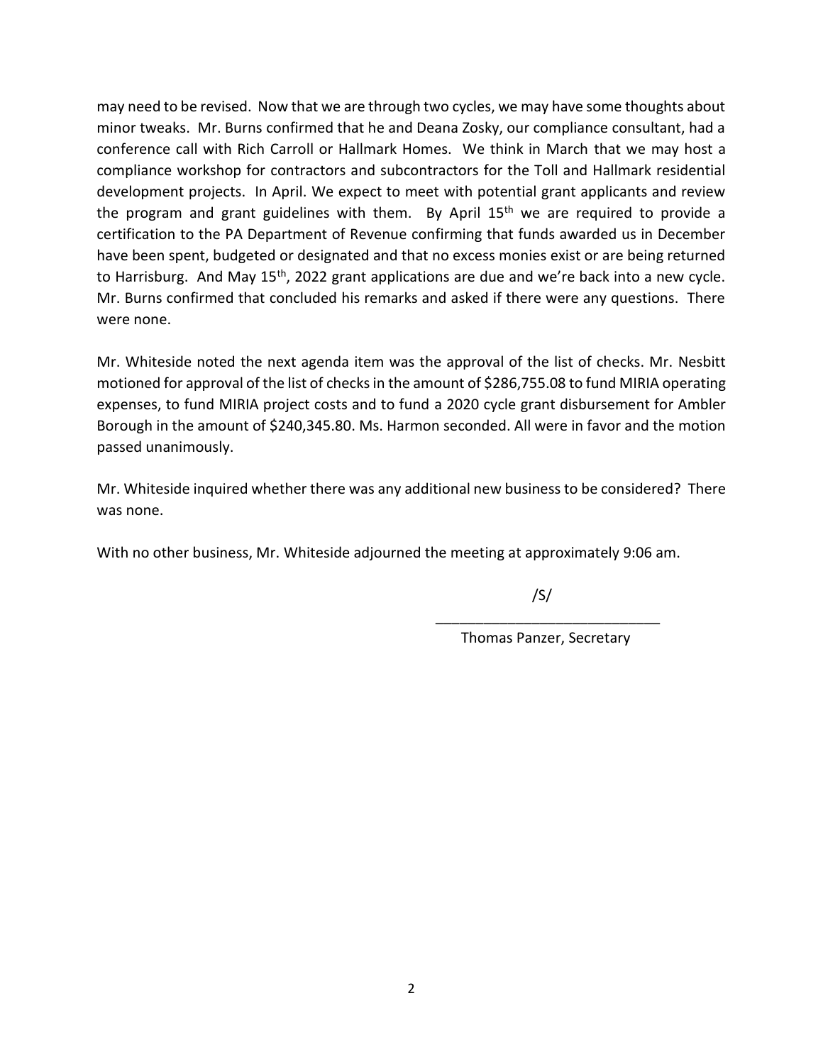may need to be revised. Now that we are through two cycles, we may have some thoughts about minor tweaks. Mr. Burns confirmed that he and Deana Zosky, our compliance consultant, had a conference call with Rich Carroll or Hallmark Homes. We think in March that we may host a compliance workshop for contractors and subcontractors for the Toll and Hallmark residential development projects. In April. We expect to meet with potential grant applicants and review the program and grant guidelines with them. By April 15th we are required to provide a certification to the PA Department of Revenue confirming that funds awarded us in December have been spent, budgeted or designated and that no excess monies exist or are being returned to Harrisburg. And May 15th, 2022 grant applications are due and we're back into a new cycle. Mr. Burns confirmed that concluded his remarks and asked if there were any questions. There were none.

Mr. Whiteside noted the next agenda item was the approval of the list of checks. Mr. Nesbitt motioned for approval of the list of checks in the amount of $286,755.08 to fund MIRIA operating expenses, to fund MIRIA project costs and to fund a 2020 cycle grant disbursement for Ambler Borough in the amount of $240,345.80. Ms. Harmon seconded. All were in favor and the motion passed unanimously.

Mr. Whiteside inquired whether there was any additional new business to be considered? There was none.

With no other business, Mr. Whiteside adjourned the meeting at approximately 9:06 am.

/S/

\_\_\_\_\_\_\_\_\_\_\_\_\_\_\_\_\_\_\_\_\_\_\_\_\_\_\_\_

Thomas Panzer, Secretary